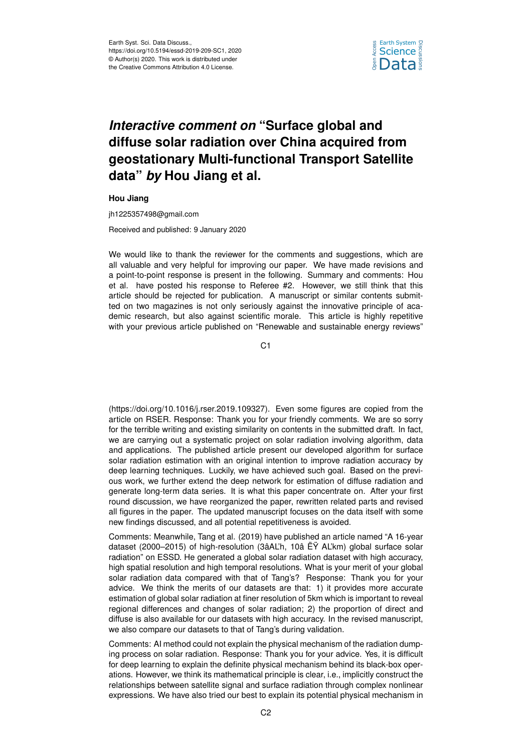# *Interactive comment on* "Surface global and diffuse solar radiation over China acquired from geostationary Multi-functional Transport Satellite data" *by* Hou Jiang et al.

**Hou Jiang**

jh1225357498@gmail.com

Received and published: 9 January 2020

We would like to thank the reviewer for the comments and suggestions, which are all valuable and very helpful for improving our paper. We have made revisions and a point-to-point response is present in the following. Summary and comments: Hou et al. have posted his response to Referee #2. However, we still think that this article should be rejected for publication. A manuscript or similar contents submitted on two magazines is not only seriously against the innovative principle of academic research, but also against scientific morale. This article is highly repetitive with your previous article published on "Renewable and sustainable energy reviews" (https://doi.org/10.1016/j.rser.2019.109327). Even some figures are copied from the article on RSER. Response: Thank you for your friendly comments. We are so sorry for the terrible writing and existing similarity on contents in the submitted draft. In fact, we are carrying out a systematic project on solar radiation involving algorithm, data and applications. The published article present our developed algorithm for surface solar radiation estimation with an original intention to improve radiation accuracy by deep learning techniques. Luckily, we have achieved such goal. Based on the previous work, we further extend the deep network for estimation of diffuse radiation and generate long-term data series. It is what this paper concentrate on. After your first round discussion, we have reorganized the paper, rewritten related parts and revised all figures in the paper. The updated manuscript focuses on the data itself with some new findings discussed, and all potential repetitiveness is avoided.

Comments: Meanwhile, Tang et al. (2019) have published an article named "A 16-year dataset (2000–2015) of high-resolution (3âAL'h, 10â ËŸ AL'km) global surface solar radiation" on ESSD. He generated a global solar radiation dataset with high accuracy, high spatial resolution and high temporal resolutions. What is your merit of your global solar radiation data compared with that of Tang's? Response: Thank you for your advice. We think the merits of our datasets are that: 1) it provides more accurate estimation of global solar radiation at finer resolution of 5km which is important to reveal regional differences and changes of solar radiation; 2) the proportion of direct and diffuse is also available for our datasets with high accuracy. In the revised manuscript, we also compare our datasets to that of Tang's during validation.

Comments: AI method could not explain the physical mechanism of the radiation dumping process on solar radiation. Response: Thank you for your advice. Yes, it is difficult for deep learning to explain the definite physical mechanism behind its black-box operations. However, we think its mathematical principle is clear, i.e., implicitly construct the relationships between satellite signal and surface radiation through complex nonlinear expressions. We have also tried our best to explain its potential physical mechanism in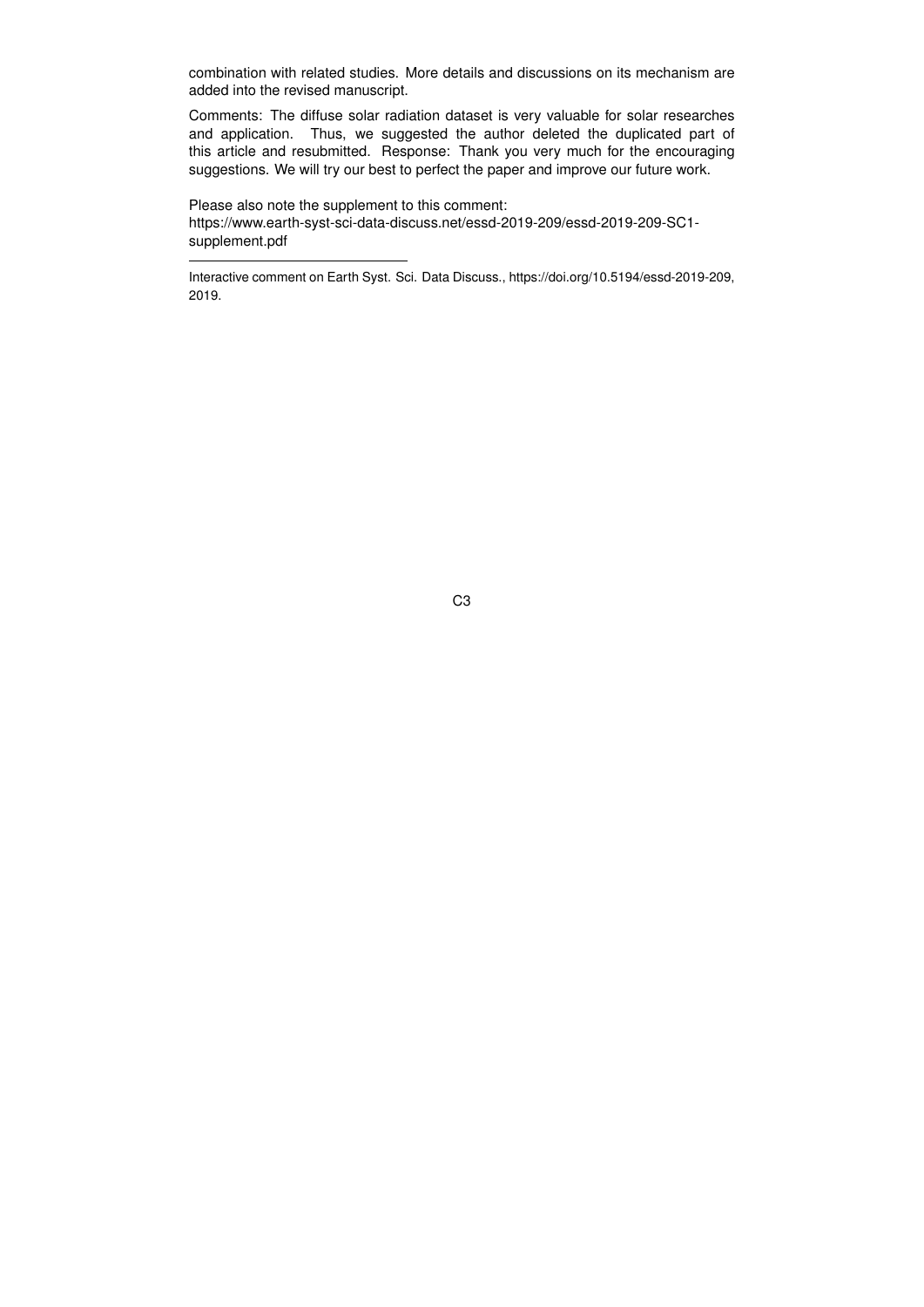combination with related studies. More details and discussions on its mechanism are added into the revised manuscript.

Comments: The diffuse solar radiation dataset is very valuable for solar researches and application. Thus, we suggested the author deleted the duplicated part of this article and resubmitted. Response: Thank you very much for the encouraging suggestions. We will try our best to perfect the paper and improve our future work.

Please also note the supplement to this comment:
https://www.earth-syst-sci-data-discuss.net/essd-2019-209/essd-2019-209-SC1-supplement.pdf

---

Interactive comment on Earth Syst. Sci. Data Discuss., https://doi.org/10.5194/essd-2019-209, 2019.